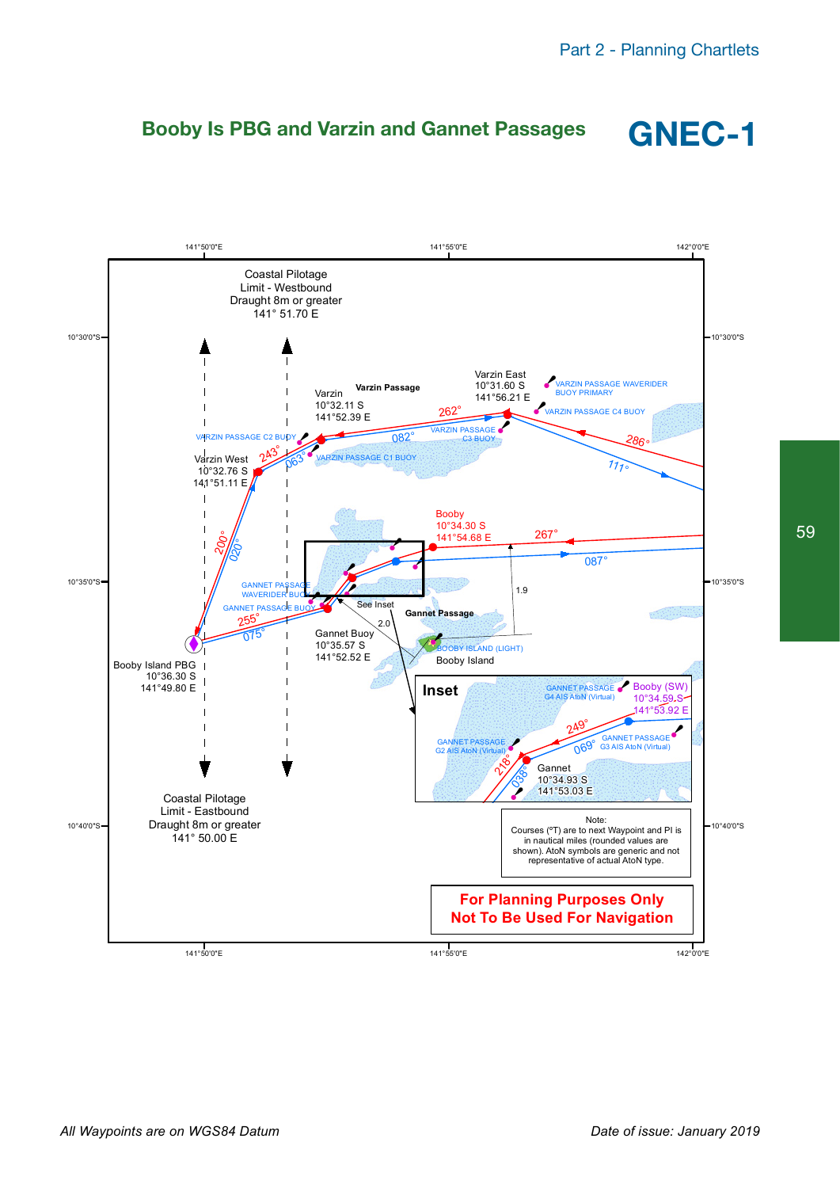# Booby Is PBG and Varzin and Gannet Passages

## GNEC-1

Coastal Pilotage Limit - Westbound
Draught 8m or greater
141° 51.70 E

Varzin Passage

Varzin
10°32.11 S
141°52.39 E

Varzin East
10°31.60 S
141°56.21 E

VARZIN PASSAGE WAVERIDER BUOY PRIMARY

VARZIN PASSAGE C4 BUOY

VARZIN PASSAGE C2 BUOY

VARZIN PASSAGE C3 BUOY

VARZIN PASSAGE C1 BUOY

262°

082°

286°

111°

243°

063°

Varzin West
10°32.76 S
141°51.11 E

200°

020°

Booby
10°34.30 S
141°54.68 E

267°

087°

1.9

GANNET PASSAGE WAVERIDER BUOY

GANNET PASSAGE BUOY

See Inset

Gannet Passage

255°

075°

2.0

Gannet Buoy
10°35.57 S
141°52.52 E

BOOBY ISLAND (LIGHT)

Booby Island

Booby Island PBG
10°36.30 S
141°49.80 E

### Inset

GANNET PASSAGE G4 AIS AtoN (Virtual)

Booby (SW)
10°34.59 S
141°53.92 E

249°

069°

GANNET PASSAGE G3 AIS AtoN (Virtual)

GANNET PASSAGE G2 AIS AtoN (Virtual)

218°

038°

Gannet
10°34.93 S
141°53.03 E

Coastal Pilotage Limit - Eastbound
Draught 8m or greater
141° 50.00 E

Note:
Courses (°T) are to next Waypoint and PI is in nautical miles (rounded values are shown). AtoN symbols are generic and not representative of actual AtoN type.

**For Planning Purposes Only**
**Not To Be Used For Navigation**

141°50'0"E | 141°55'0"E | 142°0'0"E
10°30'0"S | 10°35'0"S | 10°40'0"S

*All Waypoints are on WGS84 Datum*

*Date of issue: January 2019*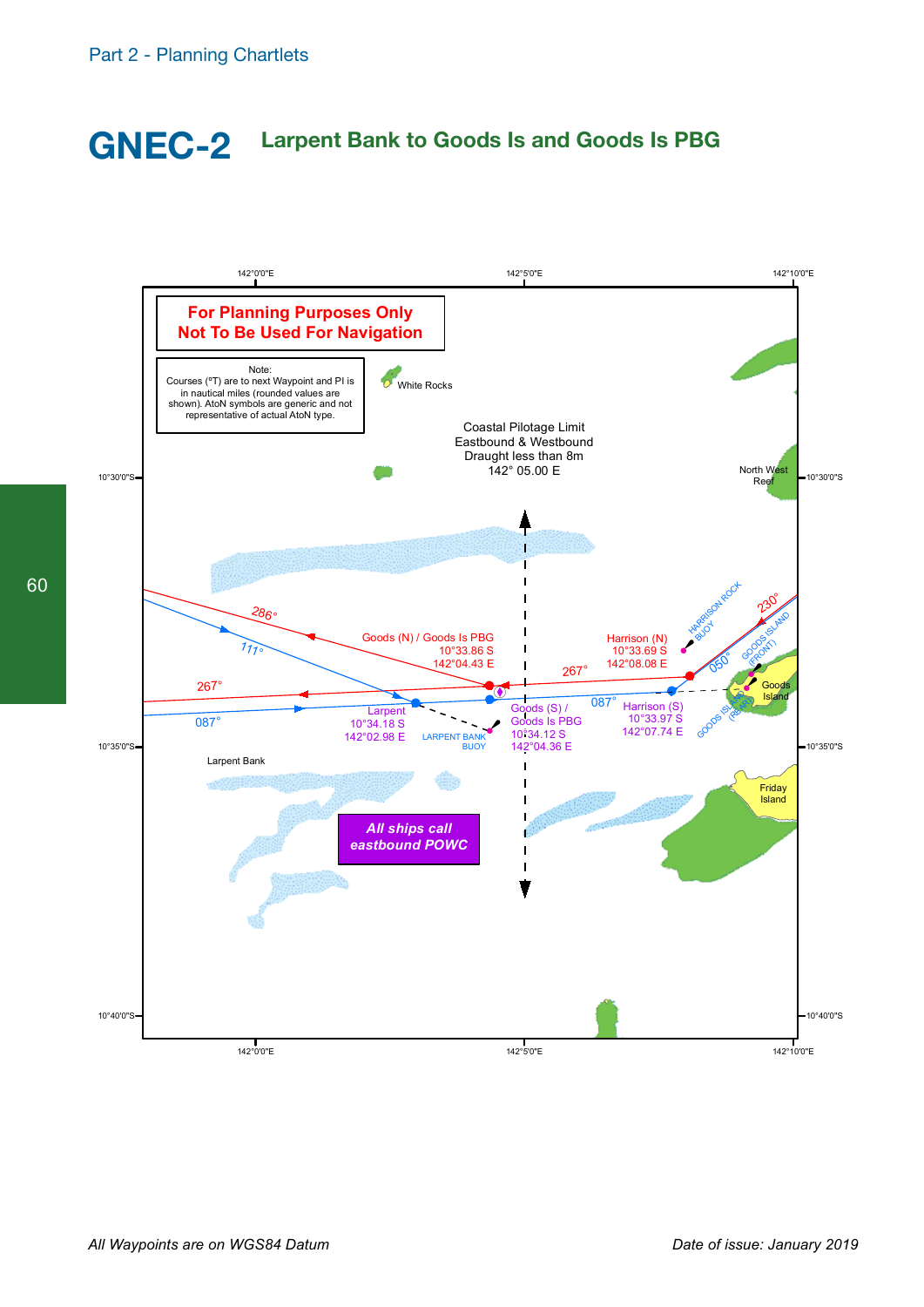Part 2 - Planning Chartlets

# GNEC-2 Larpent Bank to Goods Is and Goods Is PBG

142°0'0"E 142°5'0"E 142°10'0"E

**For Planning Purposes Only**
**Not To Be Used For Navigation**

Note:
Courses (°T) are to next Waypoint and Pl is in nautical miles (rounded values are shown). AtoN symbols are generic and not representative of actual AtoN type.

White Rocks

Coastal Pilotage Limit
Eastbound & Westbound
Draught less than 8m
142° 05.00 E

North West Reef

10°30'0"S

286°

111°

267°

087°

Goods (N) / Goods Is PBG
10°33.86 S
142°04.43 E

Harrison (N)
10°33.69 S
142°08.08 E

267°

230°

050°

HARRISON ROCK BUOY

GOODS ISLAND (FRONT)

GOODS ISLAND (REAR)

Goods Island

Larpent
10°34.18 S
142°02.98 E

LARPENT BANK BUOY

Goods (S) /
Goods Is PBG
10°34.12 S
142°04.36 E

087°

Harrison (S)
10°33.97 S
142°07.74 E

10°35'0"S

Larpent Bank

Friday Island

***All ships call eastbound POWC***

10°40'0"S

142°0'0"E 142°5'0"E 142°10'0"E

*All Waypoints are on WGS84 Datum*

*Date of issue: January 2019*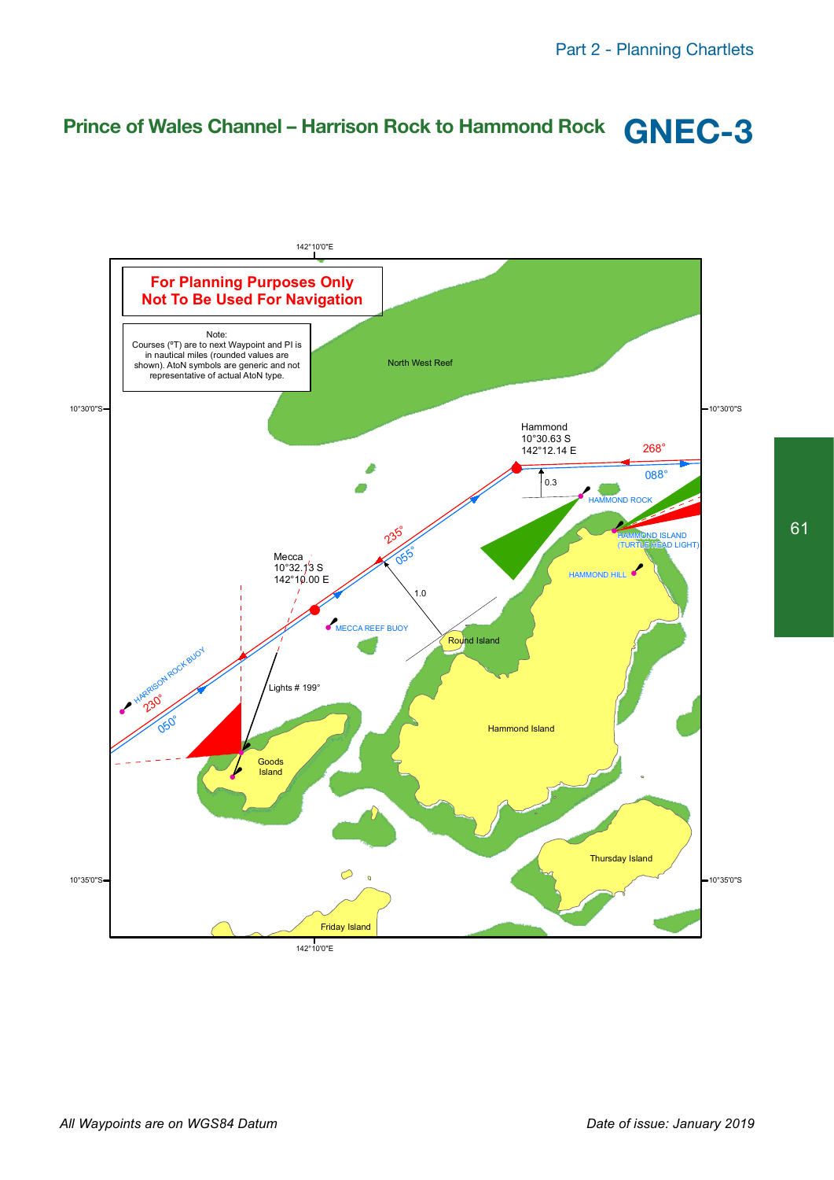## Prince of Wales Channel – Harrison Rock to Hammond Rock

# GNEC-3

**For Planning Purposes Only**
**Not To Be Used For Navigation**

Note:
Courses (°T) are to next Waypoint and PI is in nautical miles (rounded values are shown). AtoN symbols are generic and not representative of actual AtoN type.

142°10'0"E

10°30'0"S

North West Reef

Hammond
10°30.63 S
142°12.14 E

268°

088°

0.3

HAMMOND ROCK

HAMMOND ISLAND (TURTLE HEAD LIGHT)

235°

055°

Mecca
10°32.13 S
142°10.00 E

HAMMOND HILL

1.0

MECCA REEF BUOY

Round Island

HARRISON ROCK BUOY

230°

050°

Lights # 199°

Hammond Island

Goods Island

Thursday Island

10°35'0"S

Friday Island

142°10'0"E

*All Waypoints are on WGS84 Datum*

*Date of issue: January 2019*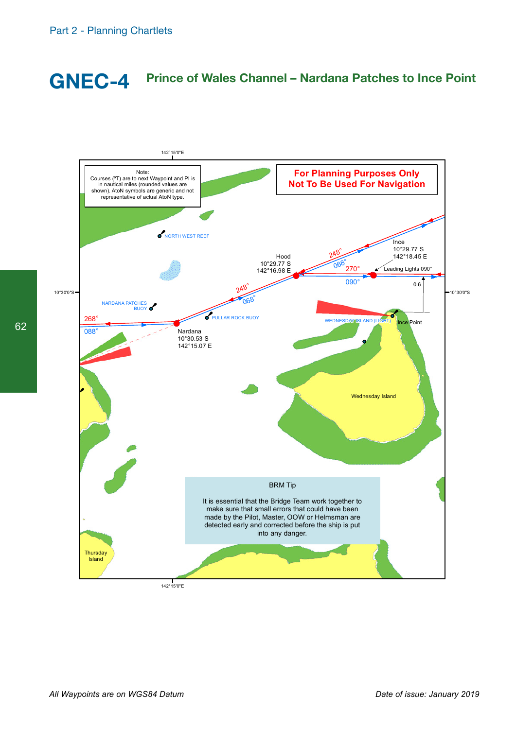Part 2 - Planning Chartlets

# GNEC-4 Prince of Wales Channel – Nardana Patches to Ince Point

Note:
Courses (°T) are to next Waypoint and PI is in nautical miles (rounded values are shown). AtoN symbols are generic and not representative of actual AtoN type.

**For Planning Purposes Only**
**Not To Be Used For Navigation**

142°15'0"E

10°30'0"S

NORTH WEST REEF

NARDANA PATCHES BUOY

PULLAR ROCK BUOY

WEDNESDAY ISLAND (LIGHT)

Ince Point

Wednesday Island

Thursday Island

Hood
10°29.77 S
142°16.98 E

Ince
10°29.77 S
142°18.45 E

Nardana
10°30.53 S
142°15.07 E

Leading Lights 090°

0.6

268°
088°
248°
068°
248°
068°
270°
090°

BRM Tip

It is essential that the Bridge Team work together to make sure that small errors that could have been made by the Pilot, Master, OOW or Helmsman are detected early and corrected before the ship is put into any danger.

*All Waypoints are on WGS84 Datum*

*Date of issue: January 2019*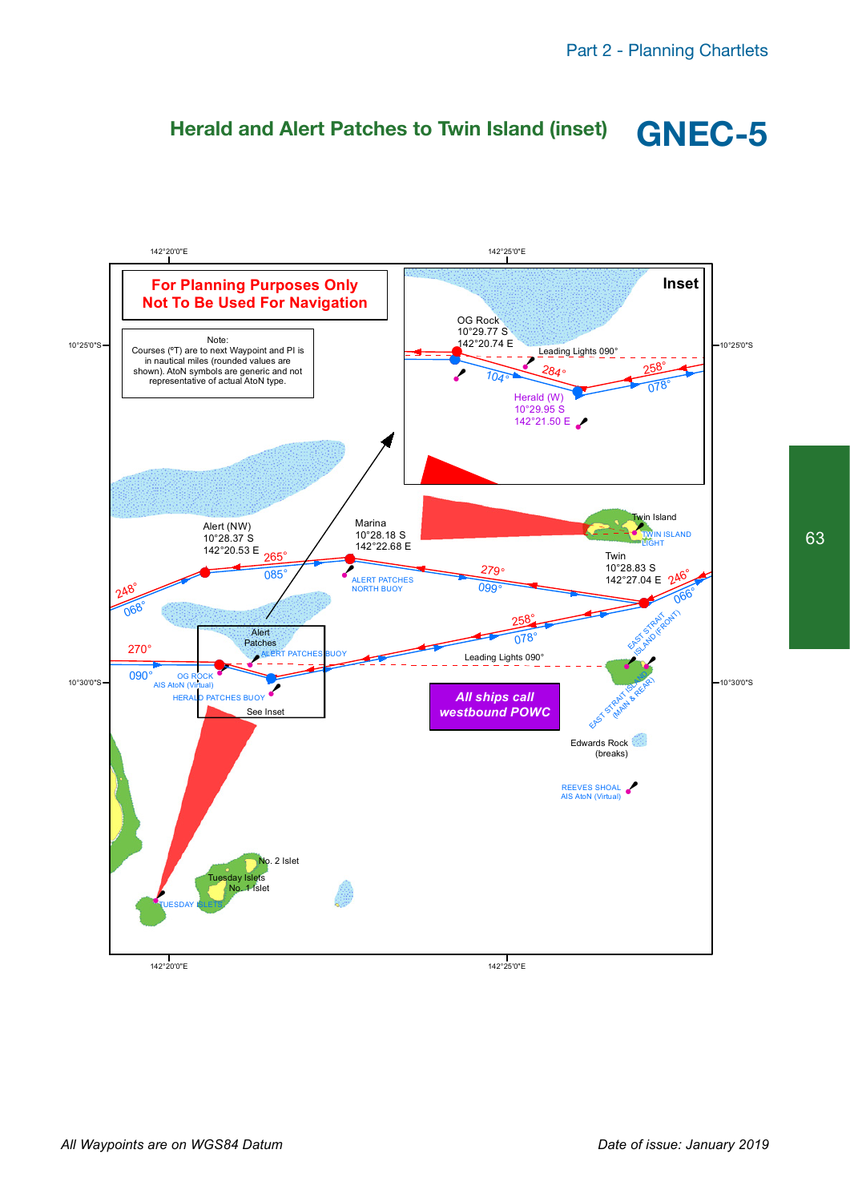# Herald and Alert Patches to Twin Island (inset) GNEC-5

**For Planning Purposes Only**
**Not To Be Used For Navigation**

Note:
Courses (°T) are to next Waypoint and PI is in nautical miles (rounded values are shown). AtoN symbols are generic and not representative of actual AtoN type.

142°20'0"E 142°25'0"E

10°25'0"S 10°30'0"S

**Inset**

OG Rock
10°29.77 S
142°20.74 E

Leading Lights 090°

104° 284° 258° 078°

Herald (W)
10°29.95 S
142°21.50 E

Alert (NW)
10°28.37 S
142°20.53 E

Marina
10°28.18 S
142°22.68 E

Twin Island

TWIN ISLAND LIGHT

Twin
10°28.83 S
142°27.04 E

248° 068° 265° 085° 279° 099° 246° 066° 258° 078° 270° 090°

ALERT PATCHES NORTH BUOY

Alert Patches

ALERT PATCHES BUOY

OG ROCK
AIS AtoN (Virtual)

HERALD PATCHES BUOY

See Inset

Leading Lights 090°

EAST STRAIT ISLAND (FRONT)

EAST STRAIT ISLAND (MAIN & REAR)

**All ships call westbound POWC**

Edwards Rock (breaks)

REEVES SHOAL
AIS AtoN (Virtual)

No. 2 Islet

Tuesday Islets

No. 1 Islet

TUESDAY ISLETS

*All Waypoints are on WGS84 Datum*

*Date of issue: January 2019*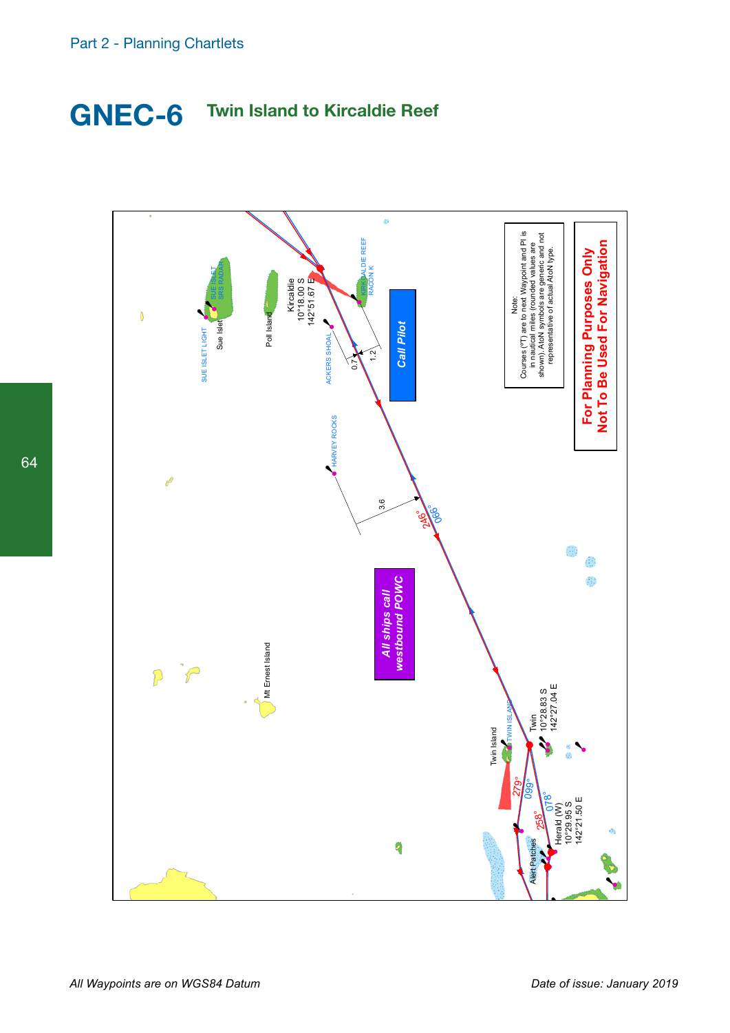# GNEC-6 Twin Island to Kircaldie Reef

Kircaldie
10°18.00 S
142°51.67 E

Twin
10°28.83 S
142°27.04 E

Herald (W)
10°29.95 S
142°21.50 E

SUE ISLET LIGHT

Sue Islet

SUE ISLET SRS RADAR

Poll Island

KIRKCALDIE REEF RACON K

ACKERS SHOAL

HARVEY ROCKS

Mt Ernest Island

Twin Island

TWIN ISLAND

Alert Patches

0.7

1.2

3.6

246°

066°

279°

099°

258°

078°

**Call Pilot**

***All ships call westbound POWC***

Note:
Courses (°T) are to next Waypoint and Pl is in nautical miles (rounded values are shown). AtoN symbols are generic and not representative of actual AtoN type.

**For Planning Purposes Only**
**Not To Be Used For Navigation**

*All Waypoints are on WGS84 Datum*

*Date of issue: January 2019*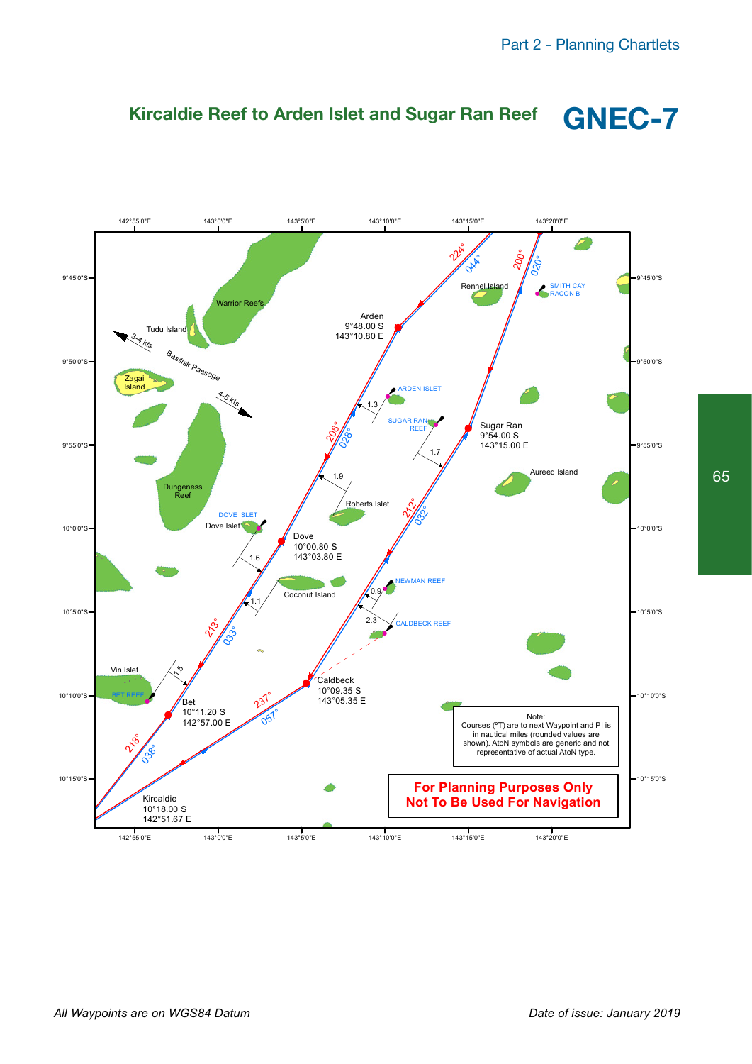# Kircaldie Reef to Arden Islet and Sugar Ran Reef

## GNEC-7

Arden
9°48.00 S
143°10.80 E

Sugar Ran
9°54.00 S
143°15.00 E

Dove
10°00.80 S
143°03.80 E

Caldbeck
10°09.35 S
143°05.35 E

Bet
10°11.20 S
142°57.00 E

Kircaldie
10°18.00 S
142°51.67 E

Note:
Courses (°T) are to next Waypoint and PI is in nautical miles (rounded values are shown). AtoN symbols are generic and not representative of actual AtoN type.

**For Planning Purposes Only**
**Not To Be Used For Navigation**

*All Waypoints are on WGS84 Datum*

*Date of issue: January 2019*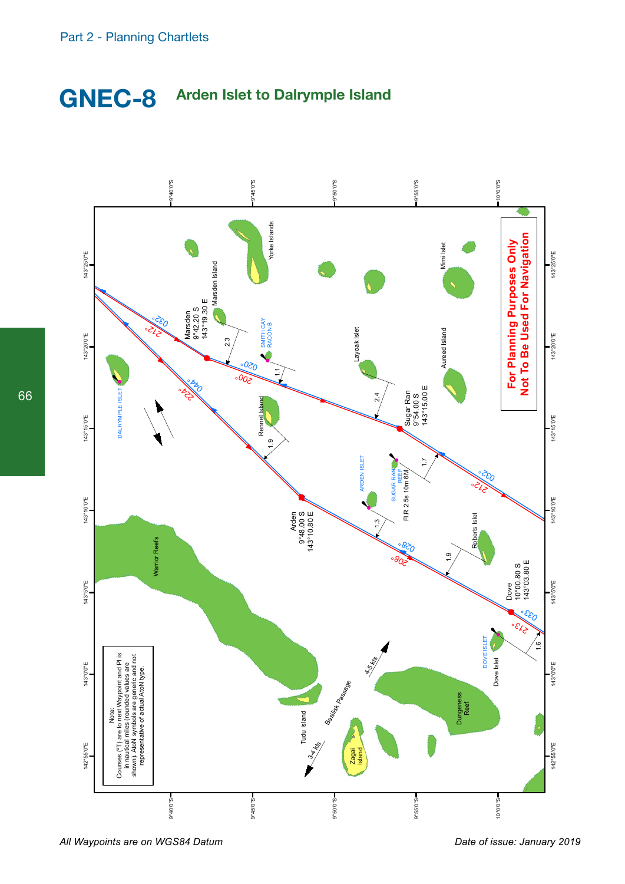Part 2 - Planning Chartlets

# GNEC-8 Arden Islet to Dalrymple Island

Note:
Courses (°T) are to next Waypoint and PI is in nautical miles (rounded values are shown). AtoN symbols are generic and not representative of actual AtoN type.

Marsden
9°42.20 S
143°19.30 E

Sugar Ran
9°54.00 S
143°15.00 E

Arden
9°48.00 S
143°10.80 E

Dove
10°00.80 S
143°03.80 E

For Planning Purposes Only
Not To Be Used For Navigation

*All Waypoints are on WGS84 Datum*

*Date of issue: January 2019*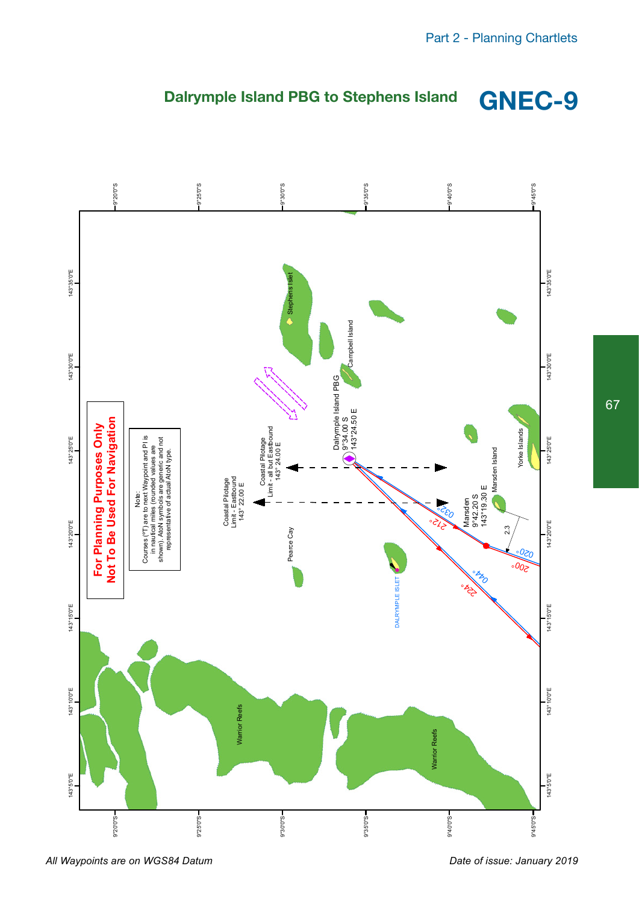## Dalrymple Island PBG to Stephens Island

# GNEC-9

For Planning Purposes Only
Not To Be Used For Navigation

Note:
Courses (°T) are to next Waypoint and PI is in nautical miles (rounded values are shown). AtoN symbols are generic and not representative of actual AtoN type.

Coastal Pilotage
Limit - Eastbound
143° 22.00 E

Coastal Pilotage
Limit - all but Eastbound
143° 24.00 E

Dalrymple Island PBG
9°34.00 S
143°24.50 E

Marsden
9°42.20 S
143°19.30 E

Stephens Islet

Campbell Island

Marsden Island

Yorke Islands

Pearce Cay

DALRYMPLE ISLET

Warrior Reefs

Warrior Reefs

032°

212°

020°

200°

044°

224°

2.3

9°20'0"S
9°25'0"S
9°30'0"S
9°35'0"S
9°40'0"S
9°45'0"S

143°35'0"E
143°30'0"E
143°25'0"E
143°20'0"E
143°15'0"E
143°10'0"E
143°5'0"E

*All Waypoints are on WGS84 Datum*

*Date of issue: January 2019*